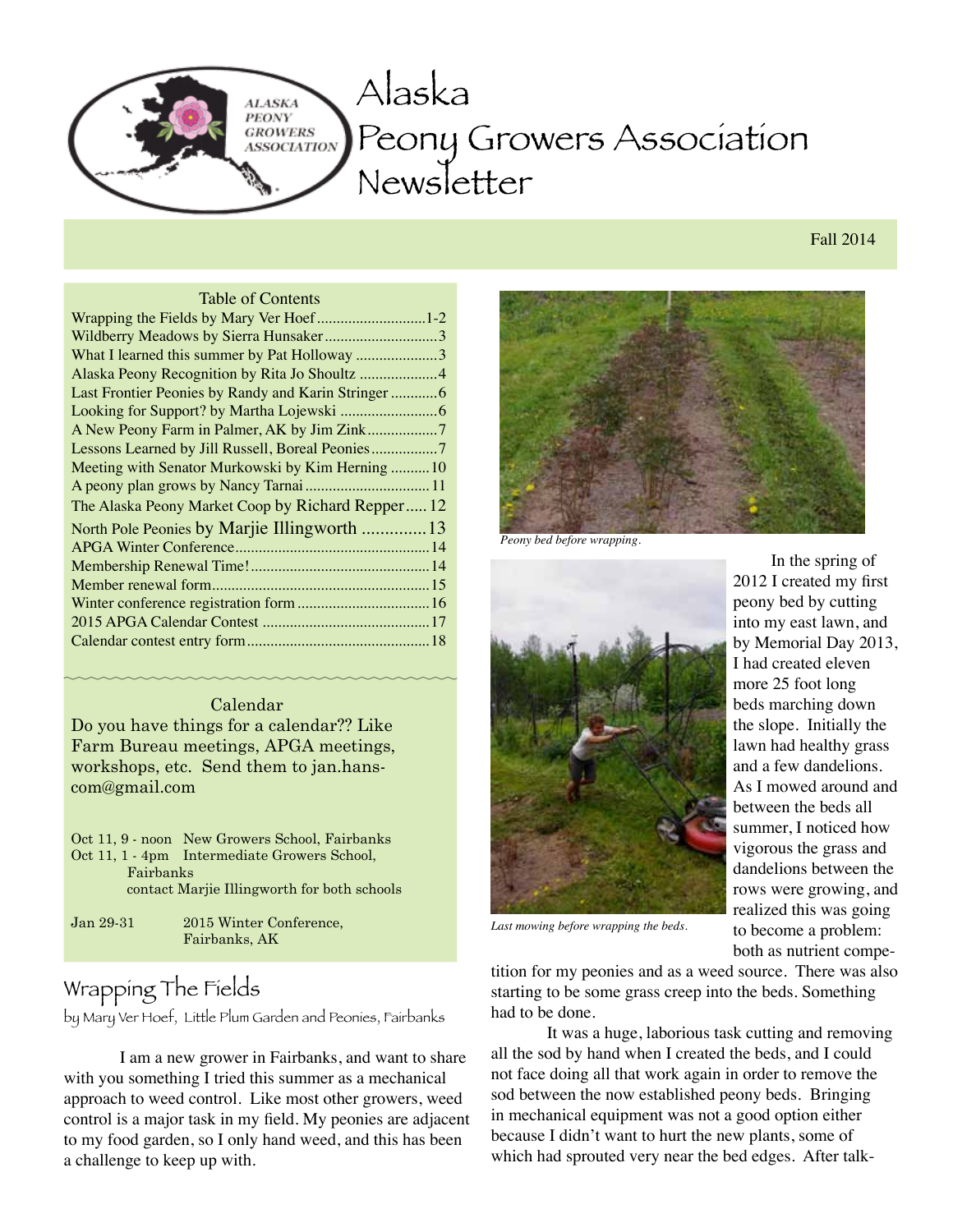# Alaska Peony Growers Association Newsletter

Fall 2014

Table of Contents

- Wrapping the Fields by Mary Ver Hoef ........................... 1-2
- Wildberry Meadows by Sierra Hunsaker ........................... 3
- What I learned this summer by Pat Holloway ........................... 3
- Alaska Peony Recognition by Rita Jo Shoultz ........................... 4
- Last Frontier Peonies by Randy and Karin Stringer ........................... 6
- Looking for Support? by Martha Lojewski ........................... 6
- A New Peony Farm in Palmer, AK by Jim Zink ........................... 7
- Lessons Learned by Jill Russell, Boreal Peonies ........................... 7
- Meeting with Senator Murkowski by Kim Herning ........................... 10
- A peony plan grows by Nancy Tarnai ........................... 11
- The Alaska Peony Market Coop by Richard Repper ........................... 12
- North Pole Peonies by Marjie Illingworth ........................... 13
- APGA Winter Conference ........................... 14
- Membership Renewal Time! ........................... 14
- Member renewal form ........................... 15
- Winter conference registration form ........................... 16
- 2015 APGA Calendar Contest ........................... 17
- Calendar contest entry form ........................... 18

Calendar

Do you have things for a calendar?? Like Farm Bureau meetings, APGA meetings, workshops, etc. Send them to jan.hanscom@gmail.com

Oct 11, 9 - noon New Growers School, Fairbanks
Oct 11, 1 - 4pm Intermediate Growers School, Fairbanks
contact Marjie Illingworth for both schools

Jan 29-31 2015 Winter Conference, Fairbanks, AK

## Wrapping The Fields

by Mary Ver Hoef, Little Plum Garden and Peonies, Fairbanks

I am a new grower in Fairbanks, and want to share with you something I tried this summer as a mechanical approach to weed control. Like most other growers, weed control is a major task in my field. My peonies are adjacent to my food garden, so I only hand weed, and this has been a challenge to keep up with.

*Peony bed before wrapping.*

*Last mowing before wrapping the beds.*

In the spring of 2012 I created my first peony bed by cutting into my east lawn, and by Memorial Day 2013, I had created eleven more 25 foot long beds marching down the slope. Initially the lawn had healthy grass and a few dandelions. As I mowed around and between the beds all summer, I noticed how vigorous the grass and dandelions between the rows were growing, and realized this was going to become a problem: both as nutrient competition for my peonies and as a weed source. There was also starting to be some grass creep into the beds. Something had to be done.

It was a huge, laborious task cutting and removing all the sod by hand when I created the beds, and I could not face doing all that work again in order to remove the sod between the now established peony beds. Bringing in mechanical equipment was not a good option either because I didn't want to hurt the new plants, some of which had sprouted very near the bed edges. After talk-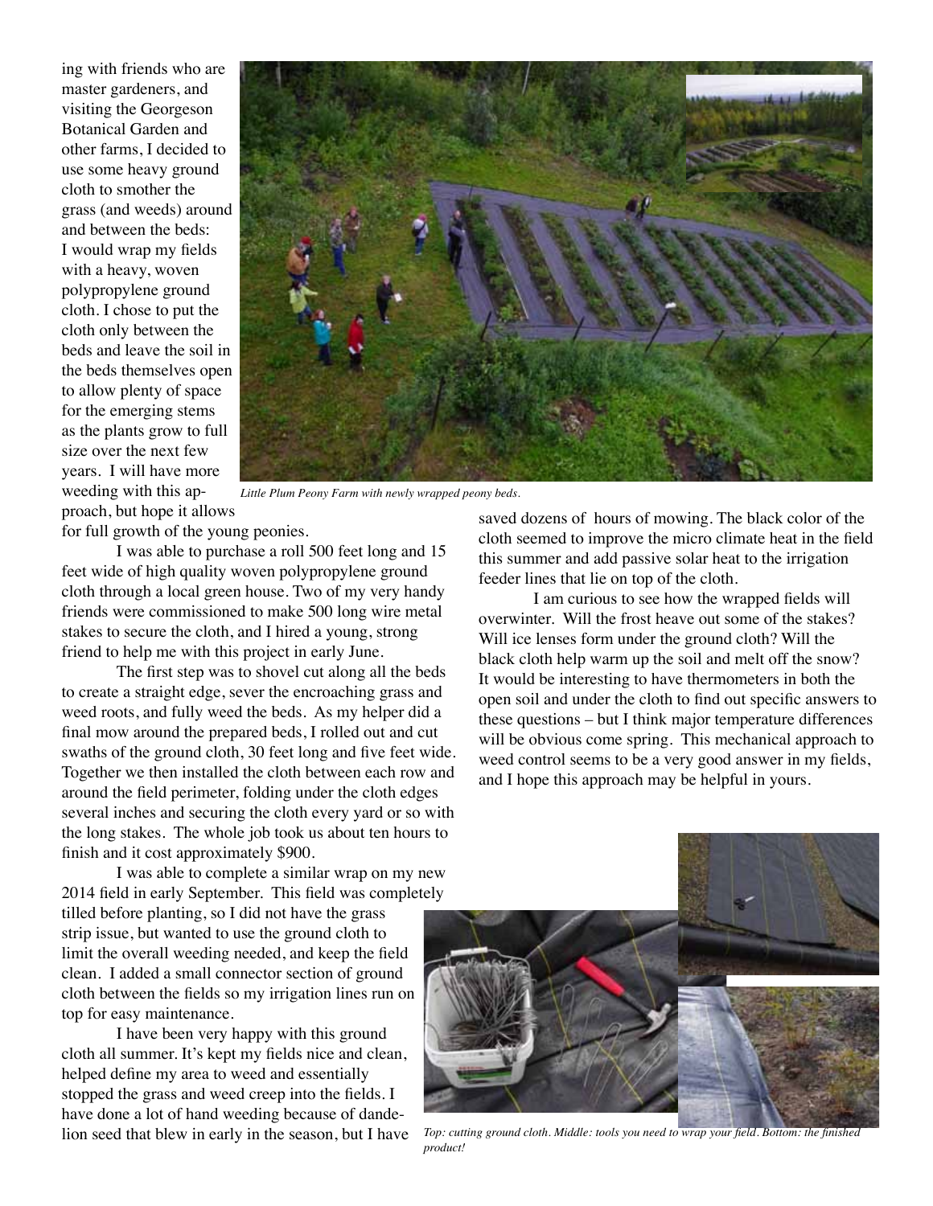ing with friends who are master gardeners, and visiting the Georgeson Botanical Garden and other farms, I decided to use some heavy ground cloth to smother the grass (and weeds) around and between the beds: I would wrap my fields with a heavy, woven polypropylene ground cloth. I chose to put the cloth only between the beds and leave the soil in the beds themselves open to allow plenty of space for the emerging stems as the plants grow to full size over the next few years. I will have more weeding with this approach, but hope it allows for full growth of the young peonies.

*Little Plum Peony Farm with newly wrapped peony beds.*

I was able to purchase a roll 500 feet long and 15 feet wide of high quality woven polypropylene ground cloth through a local green house. Two of my very handy friends were commissioned to make 500 long wire metal stakes to secure the cloth, and I hired a young, strong friend to help me with this project in early June.

The first step was to shovel cut along all the beds to create a straight edge, sever the encroaching grass and weed roots, and fully weed the beds. As my helper did a final mow around the prepared beds, I rolled out and cut swaths of the ground cloth, 30 feet long and five feet wide. Together we then installed the cloth between each row and around the field perimeter, folding under the cloth edges several inches and securing the cloth every yard or so with the long stakes. The whole job took us about ten hours to finish and it cost approximately $900.

I was able to complete a similar wrap on my new 2014 field in early September. This field was completely tilled before planting, so I did not have the grass strip issue, but wanted to use the ground cloth to limit the overall weeding needed, and keep the field clean. I added a small connector section of ground cloth between the fields so my irrigation lines run on top for easy maintenance.

I have been very happy with this ground cloth all summer. It's kept my fields nice and clean, helped define my area to weed and essentially stopped the grass and weed creep into the fields. I have done a lot of hand weeding because of dandelion seed that blew in early in the season, but I have saved dozens of hours of mowing. The black color of the cloth seemed to improve the micro climate heat in the field this summer and add passive solar heat to the irrigation feeder lines that lie on top of the cloth.

I am curious to see how the wrapped fields will overwinter. Will the frost heave out some of the stakes? Will ice lenses form under the ground cloth? Will the black cloth help warm up the soil and melt off the snow? It would be interesting to have thermometers in both the open soil and under the cloth to find out specific answers to these questions – but I think major temperature differences will be obvious come spring. This mechanical approach to weed control seems to be a very good answer in my fields, and I hope this approach may be helpful in yours.

*Top: cutting ground cloth. Middle: tools you need to wrap your field. Bottom: the finished product!*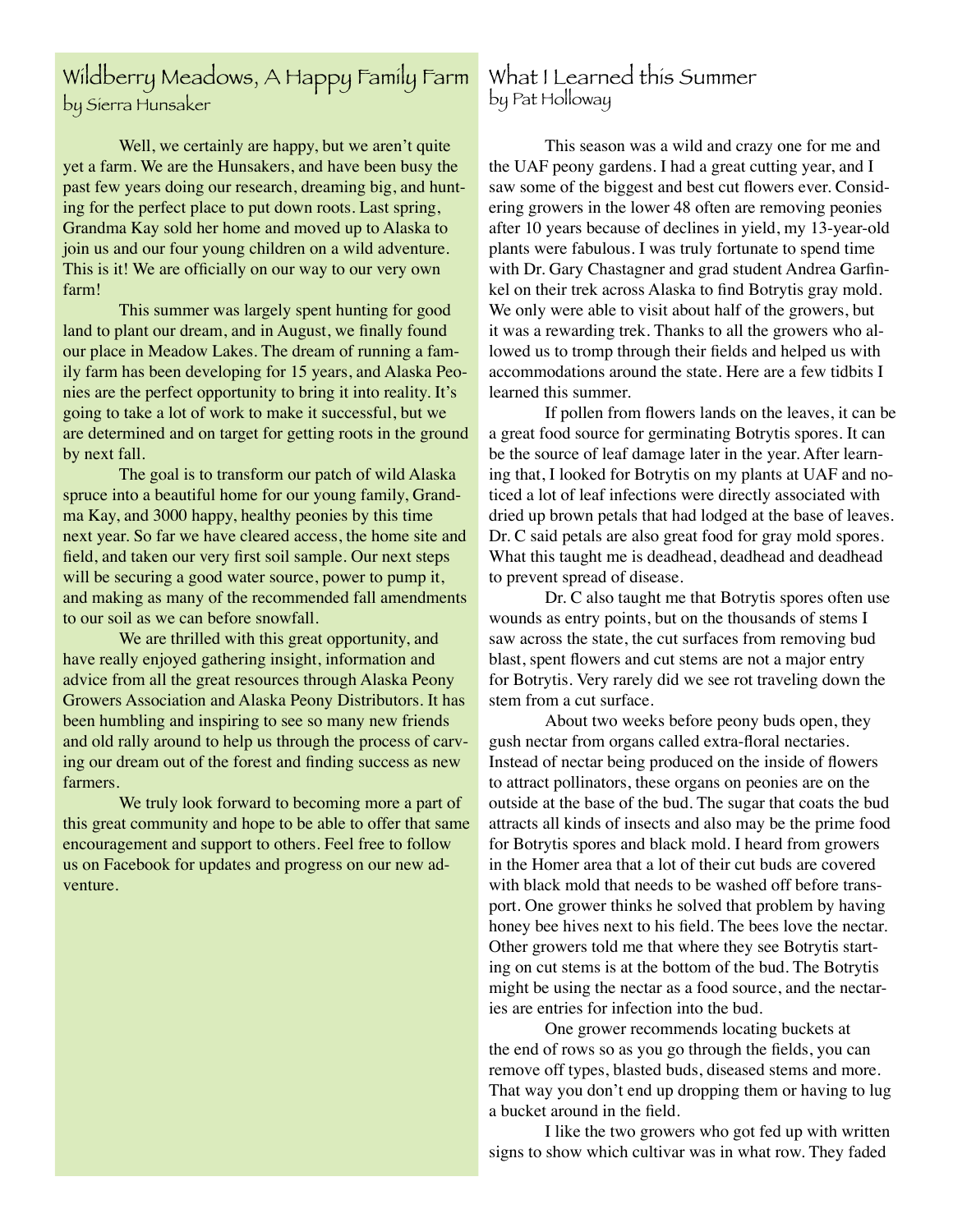## Wildberry Meadows, A Happy Family Farm
by Sierra Hunsaker

Well, we certainly are happy, but we aren't quite yet a farm. We are the Hunsakers, and have been busy the past few years doing our research, dreaming big, and hunting for the perfect place to put down roots. Last spring, Grandma Kay sold her home and moved up to Alaska to join us and our four young children on a wild adventure. This is it! We are officially on our way to our very own farm!

This summer was largely spent hunting for good land to plant our dream, and in August, we finally found our place in Meadow Lakes. The dream of running a family farm has been developing for 15 years, and Alaska Peonies are the perfect opportunity to bring it into reality. It's going to take a lot of work to make it successful, but we are determined and on target for getting roots in the ground by next fall.

The goal is to transform our patch of wild Alaska spruce into a beautiful home for our young family, Grandma Kay, and 3000 happy, healthy peonies by this time next year. So far we have cleared access, the home site and field, and taken our very first soil sample. Our next steps will be securing a good water source, power to pump it, and making as many of the recommended fall amendments to our soil as we can before snowfall.

We are thrilled with this great opportunity, and have really enjoyed gathering insight, information and advice from all the great resources through Alaska Peony Growers Association and Alaska Peony Distributors. It has been humbling and inspiring to see so many new friends and old rally around to help us through the process of carving our dream out of the forest and finding success as new farmers.

We truly look forward to becoming more a part of this great community and hope to be able to offer that same encouragement and support to others. Feel free to follow us on Facebook for updates and progress on our new adventure.

## What I Learned this Summer
by Pat Holloway

This season was a wild and crazy one for me and the UAF peony gardens. I had a great cutting year, and I saw some of the biggest and best cut flowers ever. Considering growers in the lower 48 often are removing peonies after 10 years because of declines in yield, my 13-year-old plants were fabulous. I was truly fortunate to spend time with Dr. Gary Chastagner and grad student Andrea Garfinkel on their trek across Alaska to find Botrytis gray mold. We only were able to visit about half of the growers, but it was a rewarding trek. Thanks to all the growers who allowed us to tromp through their fields and helped us with accommodations around the state. Here are a few tidbits I learned this summer.

If pollen from flowers lands on the leaves, it can be a great food source for germinating Botrytis spores. It can be the source of leaf damage later in the year. After learning that, I looked for Botrytis on my plants at UAF and noticed a lot of leaf infections were directly associated with dried up brown petals that had lodged at the base of leaves. Dr. C said petals are also great food for gray mold spores. What this taught me is deadhead, deadhead and deadhead to prevent spread of disease.

Dr. C also taught me that Botrytis spores often use wounds as entry points, but on the thousands of stems I saw across the state, the cut surfaces from removing bud blast, spent flowers and cut stems are not a major entry for Botrytis. Very rarely did we see rot traveling down the stem from a cut surface.

About two weeks before peony buds open, they gush nectar from organs called extra-floral nectaries. Instead of nectar being produced on the inside of flowers to attract pollinators, these organs on peonies are on the outside at the base of the bud. The sugar that coats the bud attracts all kinds of insects and also may be the prime food for Botrytis spores and black mold. I heard from growers in the Homer area that a lot of their cut buds are covered with black mold that needs to be washed off before transport. One grower thinks he solved that problem by having honey bee hives next to his field. The bees love the nectar. Other growers told me that where they see Botrytis starting on cut stems is at the bottom of the bud. The Botrytis might be using the nectar as a food source, and the nectaries are entries for infection into the bud.

One grower recommends locating buckets at the end of rows so as you go through the fields, you can remove off types, blasted buds, diseased stems and more. That way you don't end up dropping them or having to lug a bucket around in the field.

I like the two growers who got fed up with written signs to show which cultivar was in what row. They faded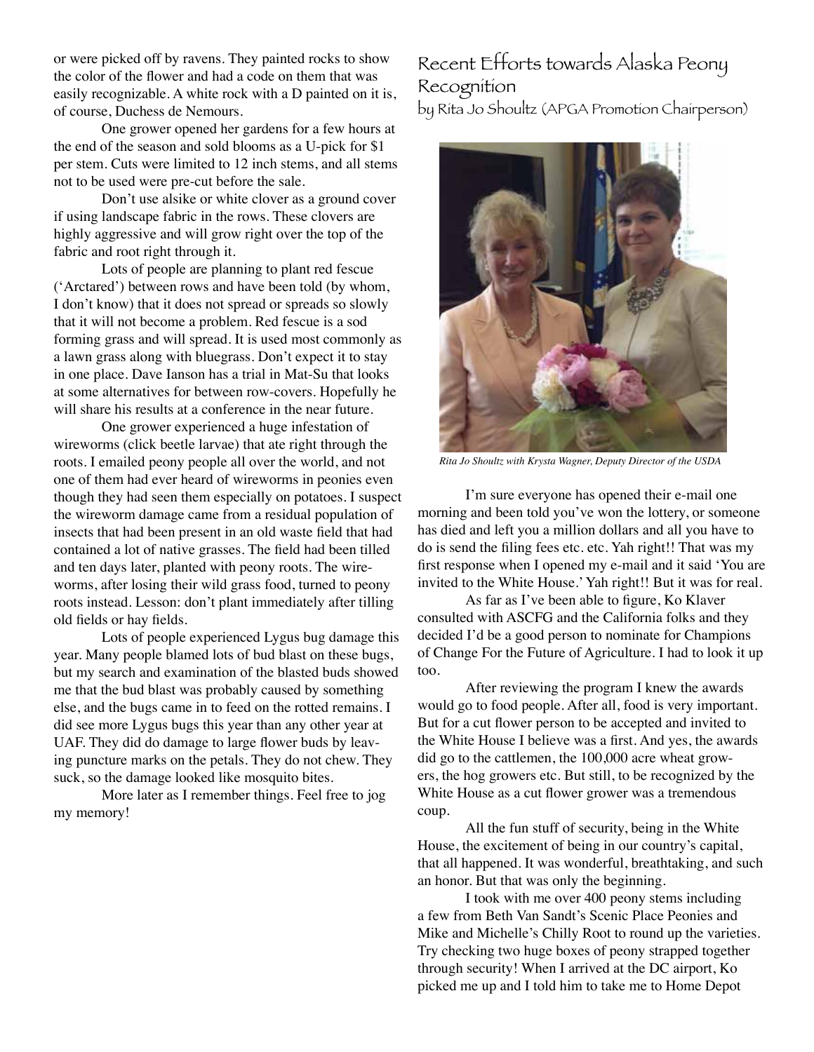or were picked off by ravens. They painted rocks to show the color of the flower and had a code on them that was easily recognizable. A white rock with a D painted on it is, of course, Duchess de Nemours.

One grower opened her gardens for a few hours at the end of the season and sold blooms as a U-pick for $1 per stem. Cuts were limited to 12 inch stems, and all stems not to be used were pre-cut before the sale.

Don't use alsike or white clover as a ground cover if using landscape fabric in the rows. These clovers are highly aggressive and will grow right over the top of the fabric and root right through it.

Lots of people are planning to plant red fescue ('Arctared') between rows and have been told (by whom, I don't know) that it does not spread or spreads so slowly that it will not become a problem. Red fescue is a sod forming grass and will spread. It is used most commonly as a lawn grass along with bluegrass. Don't expect it to stay in one place. Dave Ianson has a trial in Mat-Su that looks at some alternatives for between row-covers. Hopefully he will share his results at a conference in the near future.

One grower experienced a huge infestation of wireworms (click beetle larvae) that ate right through the roots. I emailed peony people all over the world, and not one of them had ever heard of wireworms in peonies even though they had seen them especially on potatoes. I suspect the wireworm damage came from a residual population of insects that had been present in an old waste field that had contained a lot of native grasses. The field had been tilled and ten days later, planted with peony roots. The wireworms, after losing their wild grass food, turned to peony roots instead. Lesson: don't plant immediately after tilling old fields or hay fields.

Lots of people experienced Lygus bug damage this year. Many people blamed lots of bud blast on these bugs, but my search and examination of the blasted buds showed me that the bud blast was probably caused by something else, and the bugs came in to feed on the rotted remains. I did see more Lygus bugs this year than any other year at UAF. They did do damage to large flower buds by leaving puncture marks on the petals. They do not chew. They suck, so the damage looked like mosquito bites.

More later as I remember things. Feel free to jog my memory!

## Recent Efforts towards Alaska Peony Recognition

by Rita Jo Shoultz (APGA Promotion Chairperson)

*Rita Jo Shoultz with Krysta Wagner, Deputy Director of the USDA*

I'm sure everyone has opened their e-mail one morning and been told you've won the lottery, or someone has died and left you a million dollars and all you have to do is send the filing fees etc. etc. Yah right!! That was my first response when I opened my e-mail and it said 'You are invited to the White House.' Yah right!! But it was for real.

As far as I've been able to figure, Ko Klaver consulted with ASCFG and the California folks and they decided I'd be a good person to nominate for Champions of Change For the Future of Agriculture. I had to look it up too.

After reviewing the program I knew the awards would go to food people. After all, food is very important. But for a cut flower person to be accepted and invited to the White House I believe was a first. And yes, the awards did go to the cattlemen, the 100,000 acre wheat growers, the hog growers etc. But still, to be recognized by the White House as a cut flower grower was a tremendous coup.

All the fun stuff of security, being in the White House, the excitement of being in our country's capital, that all happened. It was wonderful, breathtaking, and such an honor. But that was only the beginning.

I took with me over 400 peony stems including a few from Beth Van Sandt's Scenic Place Peonies and Mike and Michelle's Chilly Root to round up the varieties. Try checking two huge boxes of peony strapped together through security! When I arrived at the DC airport, Ko picked me up and I told him to take me to Home Depot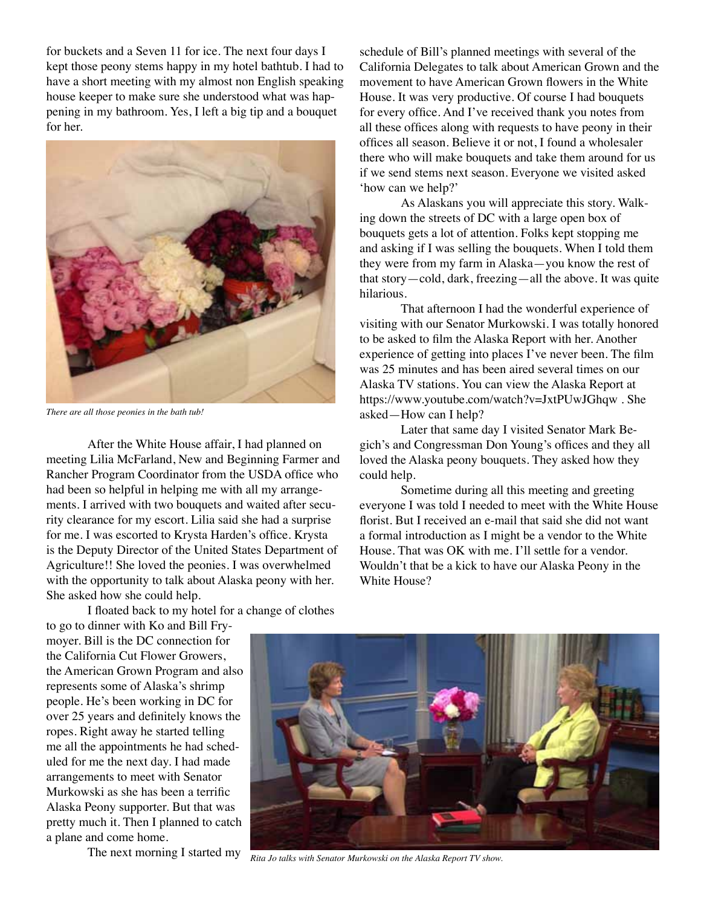for buckets and a Seven 11 for ice. The next four days I kept those peony stems happy in my hotel bathtub. I had to have a short meeting with my almost non English speaking house keeper to make sure she understood what was happening in my bathroom. Yes, I left a big tip and a bouquet for her.

*There are all those peonies in the bath tub!*

After the White House affair, I had planned on meeting Lilia McFarland, New and Beginning Farmer and Rancher Program Coordinator from the USDA office who had been so helpful in helping me with all my arrangements. I arrived with two bouquets and waited after security clearance for my escort. Lilia said she had a surprise for me. I was escorted to Krysta Harden's office. Krysta is the Deputy Director of the United States Department of Agriculture!! She loved the peonies. I was overwhelmed with the opportunity to talk about Alaska peony with her. She asked how she could help.

I floated back to my hotel for a change of clothes to go to dinner with Ko and Bill Frymoyer. Bill is the DC connection for the California Cut Flower Growers, the American Grown Program and also represents some of Alaska's shrimp people. He's been working in DC for over 25 years and definitely knows the ropes. Right away he started telling me all the appointments he had scheduled for me the next day. I had made arrangements to meet with Senator Murkowski as she has been a terrific Alaska Peony supporter. But that was pretty much it. Then I planned to catch a plane and come home.

The next morning I started my schedule of Bill's planned meetings with several of the California Delegates to talk about American Grown and the movement to have American Grown flowers in the White House. It was very productive. Of course I had bouquets for every office. And I've received thank you notes from all these offices along with requests to have peony in their offices all season. Believe it or not, I found a wholesaler there who will make bouquets and take them around for us if we send stems next season. Everyone we visited asked 'how can we help?'

As Alaskans you will appreciate this story. Walking down the streets of DC with a large open box of bouquets gets a lot of attention. Folks kept stopping me and asking if I was selling the bouquets. When I told them they were from my farm in Alaska—you know the rest of that story—cold, dark, freezing—all the above. It was quite hilarious.

That afternoon I had the wonderful experience of visiting with our Senator Murkowski. I was totally honored to be asked to film the Alaska Report with her. Another experience of getting into places I've never been. The film was 25 minutes and has been aired several times on our Alaska TV stations. You can view the Alaska Report at https://www.youtube.com/watch?v=JxtPUwJGhqw . She asked—How can I help?

Later that same day I visited Senator Mark Begich's and Congressman Don Young's offices and they all loved the Alaska peony bouquets. They asked how they could help.

Sometime during all this meeting and greeting everyone I was told I needed to meet with the White House florist. But I received an e-mail that said she did not want a formal introduction as I might be a vendor to the White House. That was OK with me. I'll settle for a vendor. Wouldn't that be a kick to have our Alaska Peony in the White House?

*Rita Jo talks with Senator Murkowski on the Alaska Report TV show.*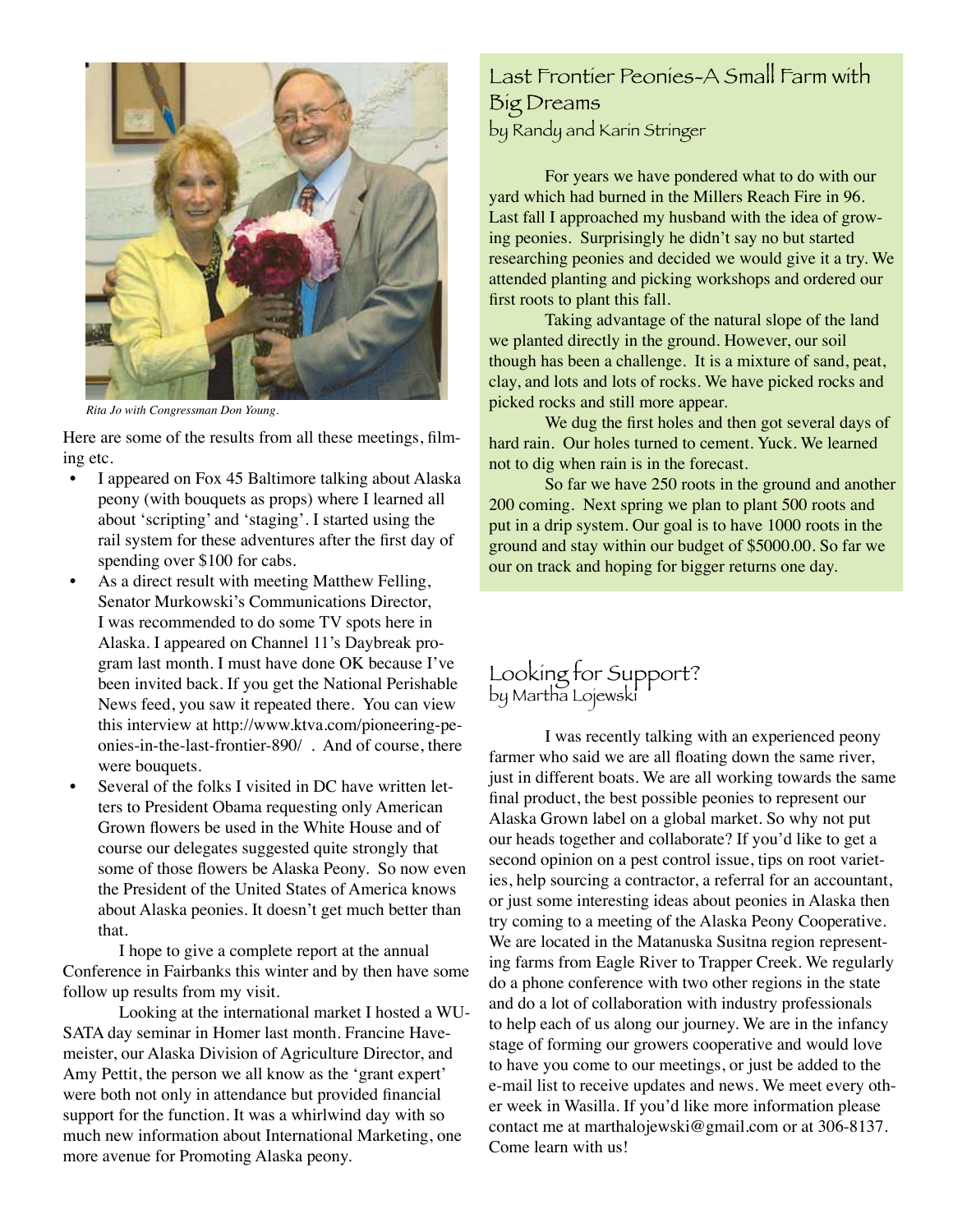*Rita Jo with Congressman Don Young.*

Here are some of the results from all these meetings, filming etc.

- I appeared on Fox 45 Baltimore talking about Alaska peony (with bouquets as props) where I learned all about 'scripting' and 'staging'. I started using the rail system for these adventures after the first day of spending over $100 for cabs.
- As a direct result with meeting Matthew Felling, Senator Murkowski's Communications Director, I was recommended to do some TV spots here in Alaska. I appeared on Channel 11's Daybreak program last month. I must have done OK because I've been invited back. If you get the National Perishable News feed, you saw it repeated there. You can view this interview at http://www.ktva.com/pioneering-peonies-in-the-last-frontier-890/ . And of course, there were bouquets.
- Several of the folks I visited in DC have written letters to President Obama requesting only American Grown flowers be used in the White House and of course our delegates suggested quite strongly that some of those flowers be Alaska Peony. So now even the President of the United States of America knows about Alaska peonies. It doesn't get much better than that.

I hope to give a complete report at the annual Conference in Fairbanks this winter and by then have some follow up results from my visit.

Looking at the international market I hosted a WUSATA day seminar in Homer last month. Francine Havemeister, our Alaska Division of Agriculture Director, and Amy Pettit, the person we all know as the 'grant expert' were both not only in attendance but provided financial support for the function. It was a whirlwind day with so much new information about International Marketing, one more avenue for Promoting Alaska peony.

## Last Frontier Peonies-A Small Farm with Big Dreams

by Randy and Karin Stringer

For years we have pondered what to do with our yard which had burned in the Millers Reach Fire in 96. Last fall I approached my husband with the idea of growing peonies. Surprisingly he didn't say no but started researching peonies and decided we would give it a try. We attended planting and picking workshops and ordered our first roots to plant this fall.

Taking advantage of the natural slope of the land we planted directly in the ground. However, our soil though has been a challenge. It is a mixture of sand, peat, clay, and lots and lots of rocks. We have picked rocks and picked rocks and still more appear.

We dug the first holes and then got several days of hard rain. Our holes turned to cement. Yuck. We learned not to dig when rain is in the forecast.

So far we have 250 roots in the ground and another 200 coming. Next spring we plan to plant 500 roots and put in a drip system. Our goal is to have 1000 roots in the ground and stay within our budget of $5000.00. So far we our on track and hoping for bigger returns one day.

## Looking for Support?

by Martha Lojewski

I was recently talking with an experienced peony farmer who said we are all floating down the same river, just in different boats. We are all working towards the same final product, the best possible peonies to represent our Alaska Grown label on a global market. So why not put our heads together and collaborate? If you'd like to get a second opinion on a pest control issue, tips on root varieties, help sourcing a contractor, a referral for an accountant, or just some interesting ideas about peonies in Alaska then try coming to a meeting of the Alaska Peony Cooperative. We are located in the Matanuska Susitna region representing farms from Eagle River to Trapper Creek. We regularly do a phone conference with two other regions in the state and do a lot of collaboration with industry professionals to help each of us along our journey. We are in the infancy stage of forming our growers cooperative and would love to have you come to our meetings, or just be added to the e-mail list to receive updates and news. We meet every other week in Wasilla. If you'd like more information please contact me at marthalojewski@gmail.com or at 306-8137. Come learn with us!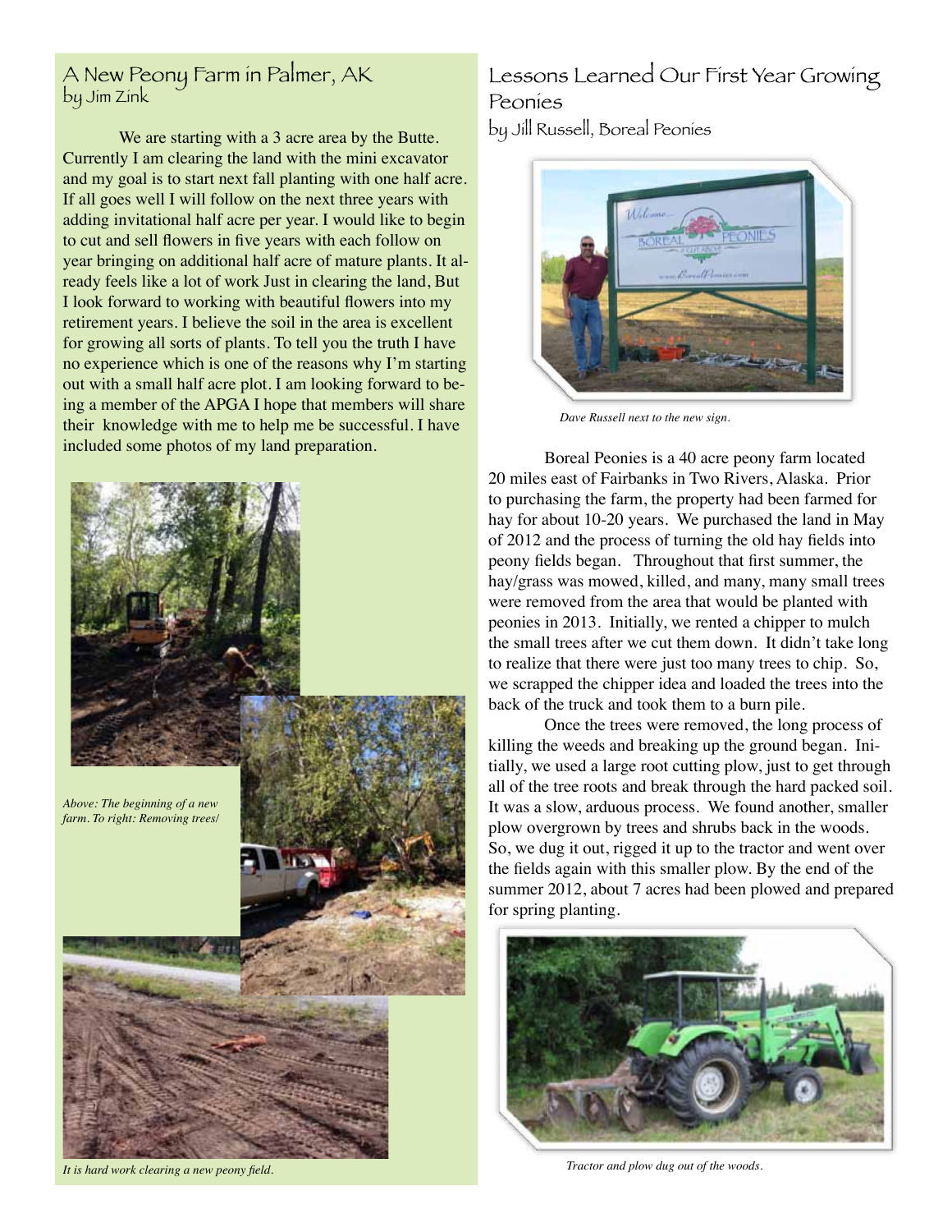## A New Peony Farm in Palmer, AK
by Jim Zink

We are starting with a 3 acre area by the Butte. Currently I am clearing the land with the mini excavator and my goal is to start next fall planting with one half acre. If all goes well I will follow on the next three years with adding invitational half acre per year. I would like to begin to cut and sell flowers in five years with each follow on year bringing on additional half acre of mature plants. It already feels like a lot of work Just in clearing the land, But I look forward to working with beautiful flowers into my retirement years. I believe the soil in the area is excellent for growing all sorts of plants. To tell you the truth I have no experience which is one of the reasons why I'm starting out with a small half acre plot. I am looking forward to being a member of the APGA I hope that members will share their knowledge with me to help me be successful. I have included some photos of my land preparation.

*Above: The beginning of a new farm. To right: Removing trees/*

*It is hard work clearing a new peony field.*

## Lessons Learned Our First Year Growing Peonies
by Jill Russell, Boreal Peonies

*Dave Russell next to the new sign.*

Boreal Peonies is a 40 acre peony farm located 20 miles east of Fairbanks in Two Rivers, Alaska. Prior to purchasing the farm, the property had been farmed for hay for about 10-20 years. We purchased the land in May of 2012 and the process of turning the old hay fields into peony fields began. Throughout that first summer, the hay/grass was mowed, killed, and many, many small trees were removed from the area that would be planted with peonies in 2013. Initially, we rented a chipper to mulch the small trees after we cut them down. It didn't take long to realize that there were just too many trees to chip. So, we scrapped the chipper idea and loaded the trees into the back of the truck and took them to a burn pile.

Once the trees were removed, the long process of killing the weeds and breaking up the ground began. Initially, we used a large root cutting plow, just to get through all of the tree roots and break through the hard packed soil. It was a slow, arduous process. We found another, smaller plow overgrown by trees and shrubs back in the woods. So, we dug it out, rigged it up to the tractor and went over the fields again with this smaller plow. By the end of the summer 2012, about 7 acres had been plowed and prepared for spring planting.

*Tractor and plow dug out of the woods.*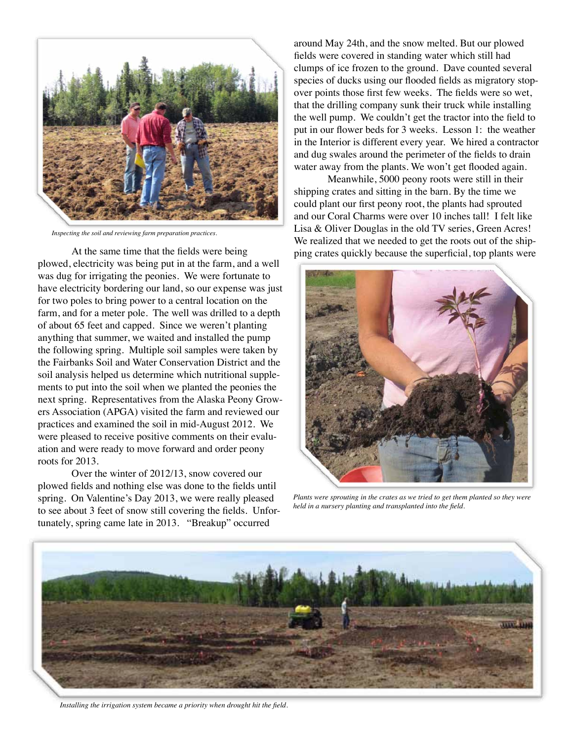*Inspecting the soil and reviewing farm preparation practices.*

At the same time that the fields were being plowed, electricity was being put in at the farm, and a well was dug for irrigating the peonies. We were fortunate to have electricity bordering our land, so our expense was just for two poles to bring power to a central location on the farm, and for a meter pole. The well was drilled to a depth of about 65 feet and capped. Since we weren't planting anything that summer, we waited and installed the pump the following spring. Multiple soil samples were taken by the Fairbanks Soil and Water Conservation District and the soil analysis helped us determine which nutritional supplements to put into the soil when we planted the peonies the next spring. Representatives from the Alaska Peony Growers Association (APGA) visited the farm and reviewed our practices and examined the soil in mid-August 2012. We were pleased to receive positive comments on their evaluation and were ready to move forward and order peony roots for 2013.

Over the winter of 2012/13, snow covered our plowed fields and nothing else was done to the fields until spring. On Valentine's Day 2013, we were really pleased to see about 3 feet of snow still covering the fields. Unfortunately, spring came late in 2013. "Breakup" occurred around May 24th, and the snow melted. But our plowed fields were covered in standing water which still had clumps of ice frozen to the ground. Dave counted several species of ducks using our flooded fields as migratory stop-over points those first few weeks. The fields were so wet, that the drilling company sunk their truck while installing the well pump. We couldn't get the tractor into the field to put in our flower beds for 3 weeks. Lesson 1: the weather in the Interior is different every year. We hired a contractor and dug swales around the perimeter of the fields to drain water away from the plants. We won't get flooded again.

Meanwhile, 5000 peony roots were still in their shipping crates and sitting in the barn. By the time we could plant our first peony root, the plants had sprouted and our Coral Charms were over 10 inches tall! I felt like Lisa & Oliver Douglas in the old TV series, Green Acres! We realized that we needed to get the roots out of the shipping crates quickly because the superficial, top plants were

*Plants were sprouting in the crates as we tried to get them planted so they were held in a nursery planting and transplanted into the field.*

*Installing the irrigation system became a priority when drought hit the field.*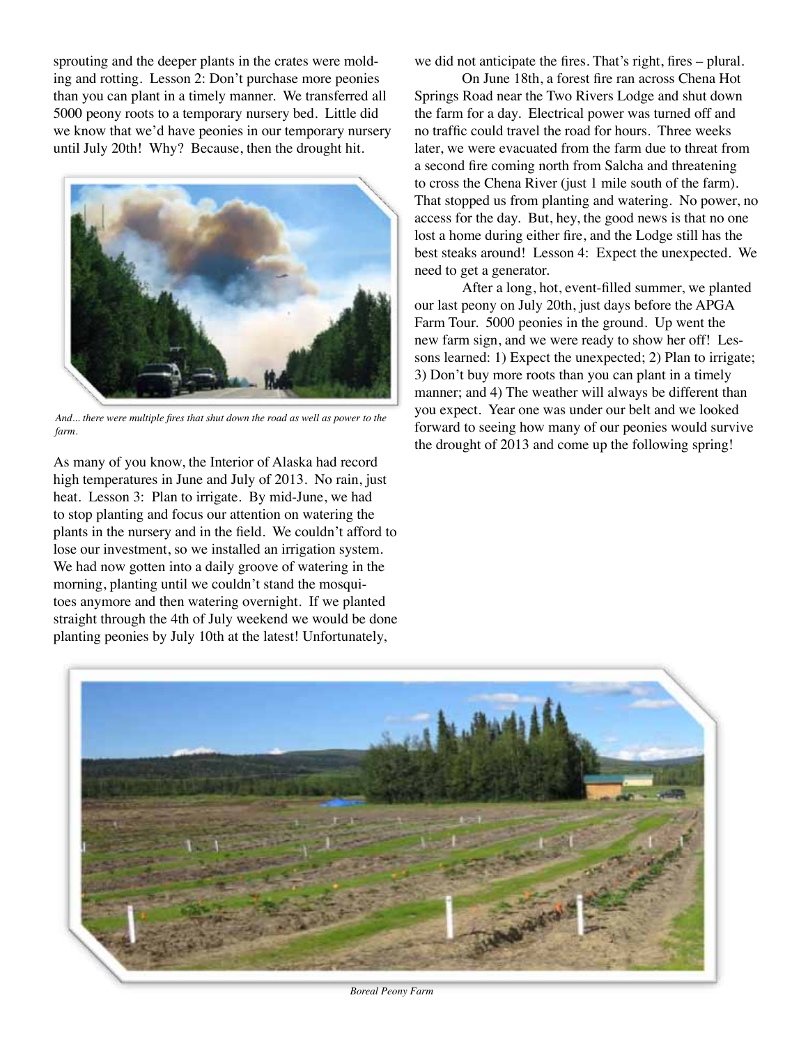sprouting and the deeper plants in the crates were molding and rotting. Lesson 2: Don't purchase more peonies than you can plant in a timely manner. We transferred all 5000 peony roots to a temporary nursery bed. Little did we know that we'd have peonies in our temporary nursery until July 20th! Why? Because, then the drought hit.

*And... there were multiple fires that shut down the road as well as power to the farm.*

As many of you know, the Interior of Alaska had record high temperatures in June and July of 2013. No rain, just heat. Lesson 3: Plan to irrigate. By mid-June, we had to stop planting and focus our attention on watering the plants in the nursery and in the field. We couldn't afford to lose our investment, so we installed an irrigation system. We had now gotten into a daily groove of watering in the morning, planting until we couldn't stand the mosquitoes anymore and then watering overnight. If we planted straight through the 4th of July weekend we would be done planting peonies by July 10th at the latest! Unfortunately, we did not anticipate the fires. That's right, fires – plural.

On June 18th, a forest fire ran across Chena Hot Springs Road near the Two Rivers Lodge and shut down the farm for a day. Electrical power was turned off and no traffic could travel the road for hours. Three weeks later, we were evacuated from the farm due to threat from a second fire coming north from Salcha and threatening to cross the Chena River (just 1 mile south of the farm). That stopped us from planting and watering. No power, no access for the day. But, hey, the good news is that no one lost a home during either fire, and the Lodge still has the best steaks around! Lesson 4: Expect the unexpected. We need to get a generator.

After a long, hot, event-filled summer, we planted our last peony on July 20th, just days before the APGA Farm Tour. 5000 peonies in the ground. Up went the new farm sign, and we were ready to show her off! Lessons learned: 1) Expect the unexpected; 2) Plan to irrigate; 3) Don't buy more roots than you can plant in a timely manner; and 4) The weather will always be different than you expect. Year one was under our belt and we looked forward to seeing how many of our peonies would survive the drought of 2013 and come up the following spring!

*Boreal Peony Farm*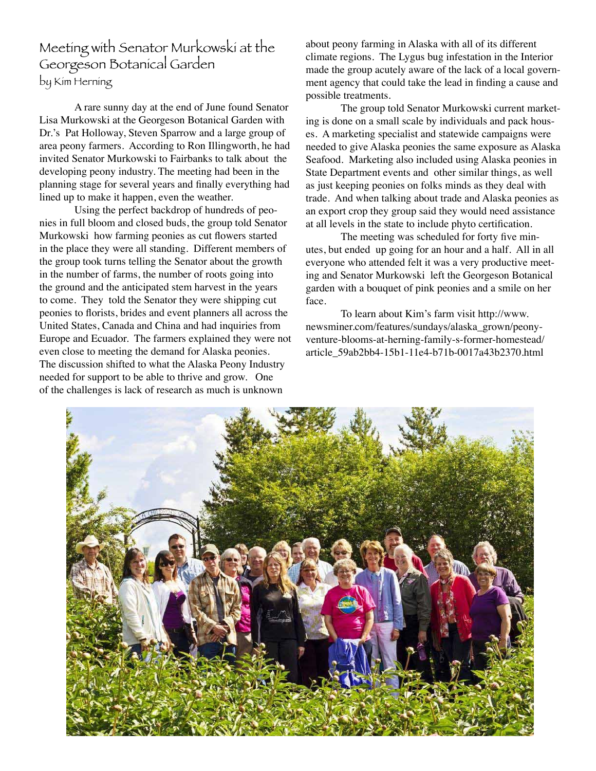## Meeting with Senator Murkowski at the Georgeson Botanical Garden

by Kim Herning

A rare sunny day at the end of June found Senator Lisa Murkowski at the Georgeson Botanical Garden with Dr.'s Pat Holloway, Steven Sparrow and a large group of area peony farmers. According to Ron Illingworth, he had invited Senator Murkowski to Fairbanks to talk about the developing peony industry. The meeting had been in the planning stage for several years and finally everything had lined up to make it happen, even the weather.

Using the perfect backdrop of hundreds of peonies in full bloom and closed buds, the group told Senator Murkowski how farming peonies as cut flowers started in the place they were all standing. Different members of the group took turns telling the Senator about the growth in the number of farms, the number of roots going into the ground and the anticipated stem harvest in the years to come. They told the Senator they were shipping cut peonies to florists, brides and event planners all across the United States, Canada and China and had inquiries from Europe and Ecuador. The farmers explained they were not even close to meeting the demand for Alaska peonies. The discussion shifted to what the Alaska Peony Industry needed for support to be able to thrive and grow. One of the challenges is lack of research as much is unknown about peony farming in Alaska with all of its different climate regions. The Lygus bug infestation in the Interior made the group acutely aware of the lack of a local government agency that could take the lead in finding a cause and possible treatments.

The group told Senator Murkowski current marketing is done on a small scale by individuals and pack houses. A marketing specialist and statewide campaigns were needed to give Alaska peonies the same exposure as Alaska Seafood. Marketing also included using Alaska peonies in State Department events and other similar things, as well as just keeping peonies on folks minds as they deal with trade. And when talking about trade and Alaska peonies as an export crop they group said they would need assistance at all levels in the state to include phyto certification.

The meeting was scheduled for forty five minutes, but ended up going for an hour and a half. All in all everyone who attended felt it was a very productive meeting and Senator Murkowski left the Georgeson Botanical garden with a bouquet of pink peonies and a smile on her face.

To learn about Kim's farm visit http://www.newsminer.com/features/sundays/alaska_grown/peony-venture-blooms-at-herning-family-s-former-homestead/article_59ab2bb4-15b1-11e4-b71b-0017a43b2370.html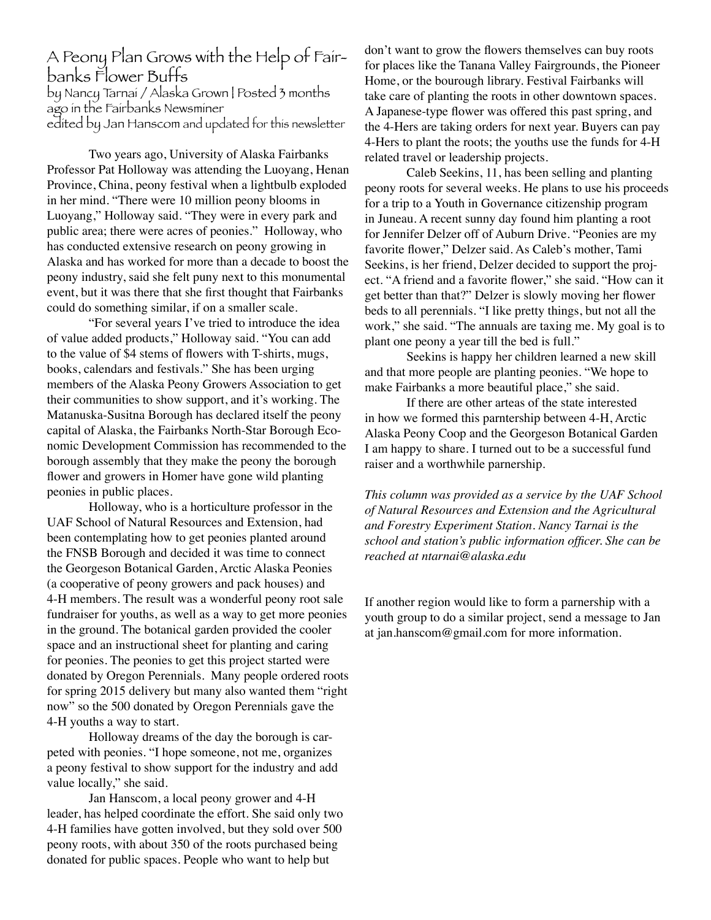## A Peony Plan Grows with the Help of Fairbanks Flower Buffs

by Nancy Tarnai / Alaska Grown | Posted 3 months ago in the Fairbanks Newsminer
edited by Jan Hanscom and updated for this newsletter

Two years ago, University of Alaska Fairbanks Professor Pat Holloway was attending the Luoyang, Henan Province, China, peony festival when a lightbulb exploded in her mind. "There were 10 million peony blooms in Luoyang," Holloway said. "They were in every park and public area; there were acres of peonies." Holloway, who has conducted extensive research on peony growing in Alaska and has worked for more than a decade to boost the peony industry, said she felt puny next to this monumental event, but it was there that she first thought that Fairbanks could do something similar, if on a smaller scale.

"For several years I've tried to introduce the idea of value added products," Holloway said. "You can add to the value of $4 stems of flowers with T-shirts, mugs, books, calendars and festivals." She has been urging members of the Alaska Peony Growers Association to get their communities to show support, and it's working. The Matanuska-Susitna Borough has declared itself the peony capital of Alaska, the Fairbanks North-Star Borough Economic Development Commission has recommended to the borough assembly that they make the peony the borough flower and growers in Homer have gone wild planting peonies in public places.

Holloway, who is a horticulture professor in the UAF School of Natural Resources and Extension, had been contemplating how to get peonies planted around the FNSB Borough and decided it was time to connect the Georgeson Botanical Garden, Arctic Alaska Peonies (a cooperative of peony growers and pack houses) and 4-H members. The result was a wonderful peony root sale fundraiser for youths, as well as a way to get more peonies in the ground. The botanical garden provided the cooler space and an instructional sheet for planting and caring for peonies. The peonies to get this project started were donated by Oregon Perennials. Many people ordered roots for spring 2015 delivery but many also wanted them "right now" so the 500 donated by Oregon Perennials gave the 4-H youths a way to start.

Holloway dreams of the day the borough is carpeted with peonies. "I hope someone, not me, organizes a peony festival to show support for the industry and add value locally," she said.

Jan Hanscom, a local peony grower and 4-H leader, has helped coordinate the effort. She said only two 4-H families have gotten involved, but they sold over 500 peony roots, with about 350 of the roots purchased being donated for public spaces. People who want to help but don't want to grow the flowers themselves can buy roots for places like the Tanana Valley Fairgrounds, the Pioneer Home, or the bourough library. Festival Fairbanks will take care of planting the roots in other downtown spaces. A Japanese-type flower was offered this past spring, and the 4-Hers are taking orders for next year. Buyers can pay 4-Hers to plant the roots; the youths use the funds for 4-H related travel or leadership projects.

Caleb Seekins, 11, has been selling and planting peony roots for several weeks. He plans to use his proceeds for a trip to a Youth in Governance citizenship program in Juneau. A recent sunny day found him planting a root for Jennifer Delzer off of Auburn Drive. "Peonies are my favorite flower," Delzer said. As Caleb's mother, Tami Seekins, is her friend, Delzer decided to support the project. "A friend and a favorite flower," she said. "How can it get better than that?" Delzer is slowly moving her flower beds to all perennials. "I like pretty things, but not all the work," she said. "The annuals are taxing me. My goal is to plant one peony a year till the bed is full."

Seekins is happy her children learned a new skill and that more people are planting peonies. "We hope to make Fairbanks a more beautiful place," she said.

If there are other arteas of the state interested in how we formed this parntership between 4-H, Arctic Alaska Peony Coop and the Georgeson Botanical Garden I am happy to share. I turned out to be a successful fund raiser and a worthwhile parnership.

*This column was provided as a service by the UAF School of Natural Resources and Extension and the Agricultural and Forestry Experiment Station. Nancy Tarnai is the school and station's public information officer. She can be reached at ntarnai@alaska.edu*

If another region would like to form a parnership with a youth group to do a similar project, send a message to Jan at jan.hanscom@gmail.com for more information.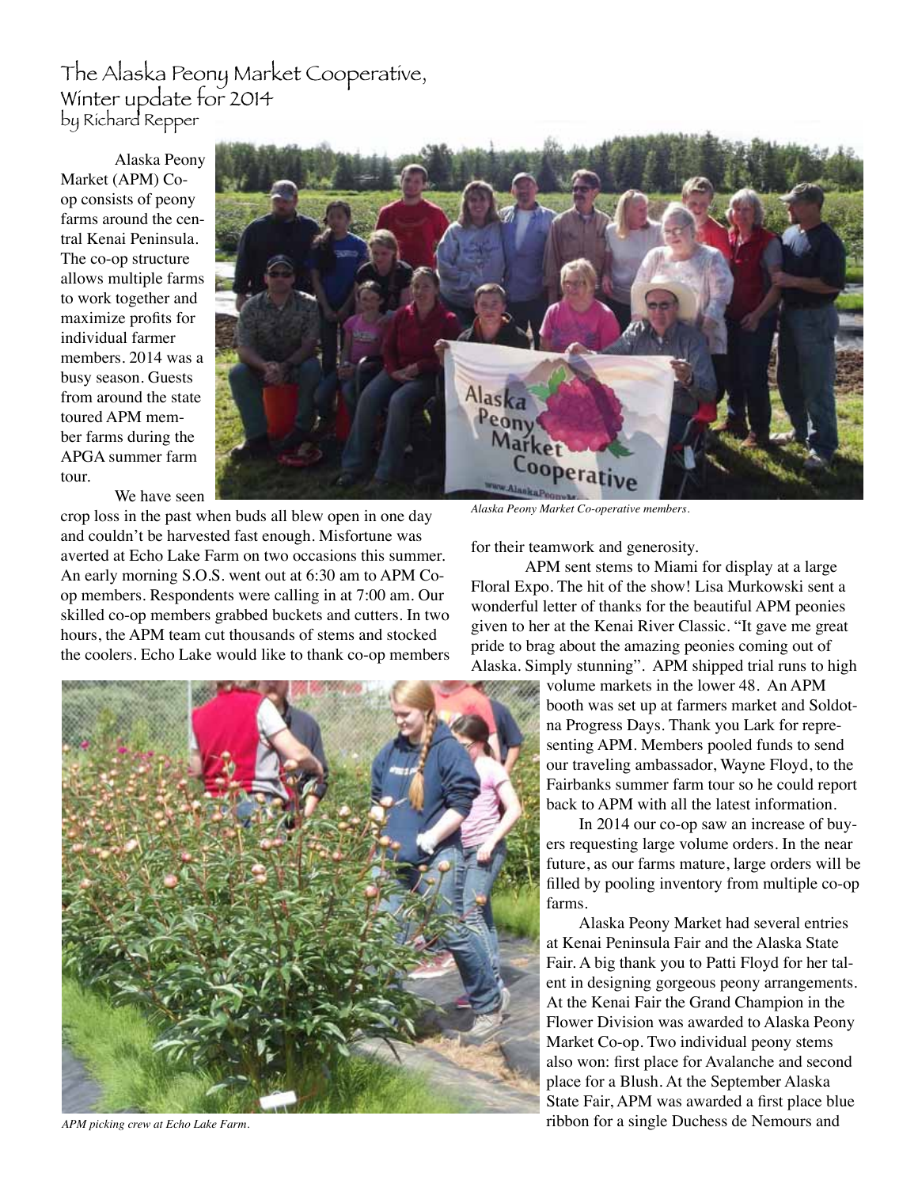# The Alaska Peony Market Cooperative, Winter update for 2014

by Richard Repper

Alaska Peony Market (APM) Co-op consists of peony farms around the central Kenai Peninsula. The co-op structure allows multiple farms to work together and maximize profits for individual farmer members. 2014 was a busy season. Guests from around the state toured APM member farms during the APGA summer farm tour.

We have seen crop loss in the past when buds all blew open in one day and couldn't be harvested fast enough. Misfortune was averted at Echo Lake Farm on two occasions this summer. An early morning S.O.S. went out at 6:30 am to APM Co-op members. Respondents were calling in at 7:00 am. Our skilled co-op members grabbed buckets and cutters. In two hours, the APM team cut thousands of stems and stocked the coolers. Echo Lake would like to thank co-op members for their teamwork and generosity.

*Alaska Peony Market Co-operative members.*

*APM picking crew at Echo Lake Farm.*

APM sent stems to Miami for display at a large Floral Expo. The hit of the show! Lisa Murkowski sent a wonderful letter of thanks for the beautiful APM peonies given to her at the Kenai River Classic. "It gave me great pride to brag about the amazing peonies coming out of Alaska. Simply stunning". APM shipped trial runs to high volume markets in the lower 48. An APM booth was set up at farmers market and Soldotna Progress Days. Thank you Lark for representing APM. Members pooled funds to send our traveling ambassador, Wayne Floyd, to the Fairbanks summer farm tour so he could report back to APM with all the latest information.

In 2014 our co-op saw an increase of buyers requesting large volume orders. In the near future, as our farms mature, large orders will be filled by pooling inventory from multiple co-op farms.

Alaska Peony Market had several entries at Kenai Peninsula Fair and the Alaska State Fair. A big thank you to Patti Floyd for her talent in designing gorgeous peony arrangements. At the Kenai Fair the Grand Champion in the Flower Division was awarded to Alaska Peony Market Co-op. Two individual peony stems also won: first place for Avalanche and second place for a Blush. At the September Alaska State Fair, APM was awarded a first place blue ribbon for a single Duchess de Nemours and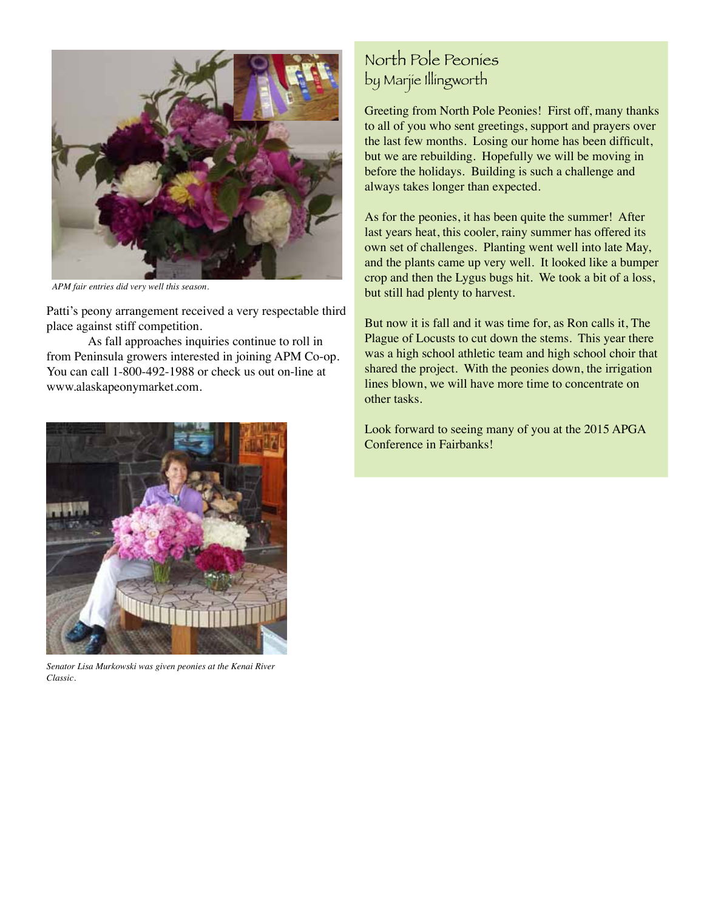*APM fair entries did very well this season.*

Patti's peony arrangement received a very respectable third place against stiff competition.

As fall approaches inquiries continue to roll in from Peninsula growers interested in joining APM Co-op. You can call 1-800-492-1988 or check us out on-line at www.alaskapeonymarket.com.

*Senator Lisa Murkowski was given peonies at the Kenai River Classic.*

## North Pole Peonies
### by Marjie Illingworth

Greeting from North Pole Peonies! First off, many thanks to all of you who sent greetings, support and prayers over the last few months. Losing our home has been difficult, but we are rebuilding. Hopefully we will be moving in before the holidays. Building is such a challenge and always takes longer than expected.

As for the peonies, it has been quite the summer! After last years heat, this cooler, rainy summer has offered its own set of challenges. Planting went well into late May, and the plants came up very well. It looked like a bumper crop and then the Lygus bugs hit. We took a bit of a loss, but still had plenty to harvest.

But now it is fall and it was time for, as Ron calls it, The Plague of Locusts to cut down the stems. This year there was a high school athletic team and high school choir that shared the project. With the peonies down, the irrigation lines blown, we will have more time to concentrate on other tasks.

Look forward to seeing many of you at the 2015 APGA Conference in Fairbanks!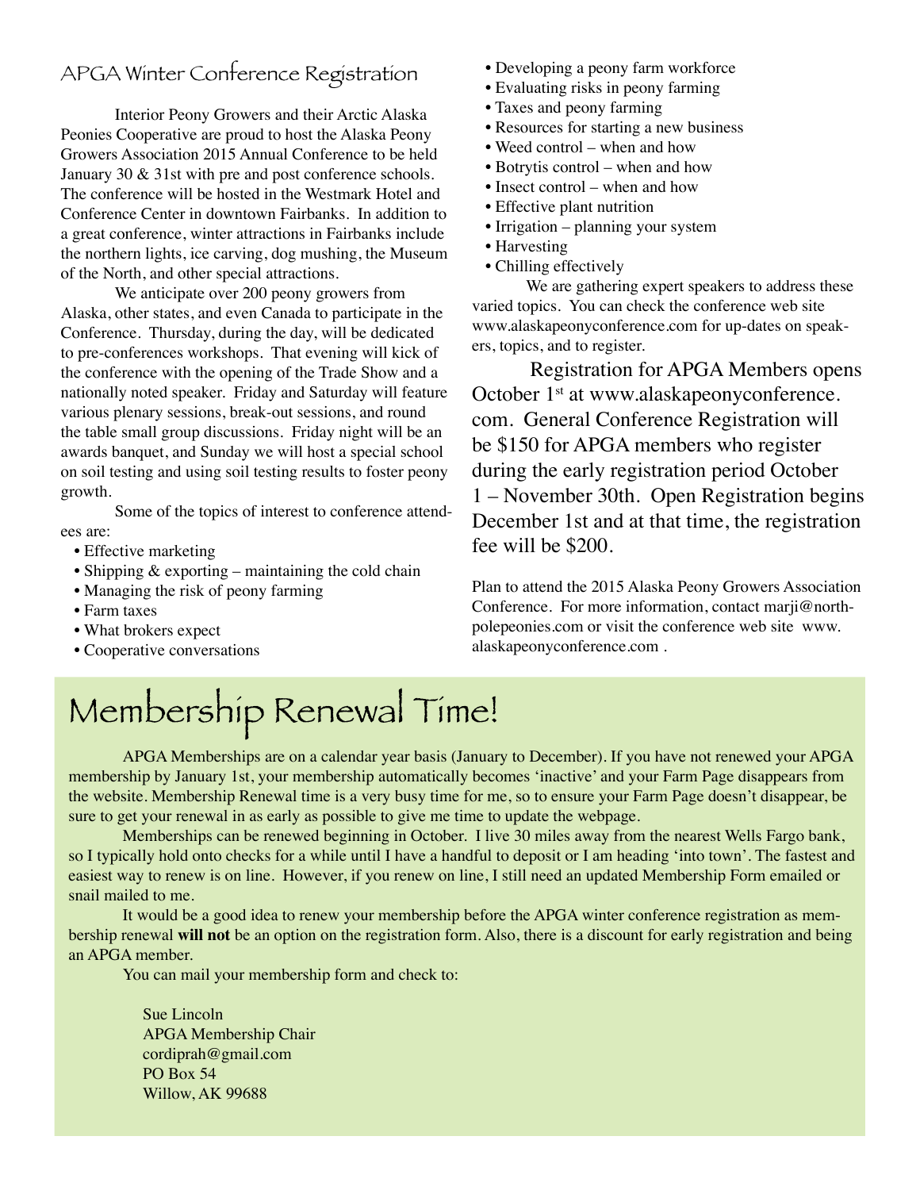## APGA Winter Conference Registration

Interior Peony Growers and their Arctic Alaska Peonies Cooperative are proud to host the Alaska Peony Growers Association 2015 Annual Conference to be held January 30 & 31st with pre and post conference schools. The conference will be hosted in the Westmark Hotel and Conference Center in downtown Fairbanks. In addition to a great conference, winter attractions in Fairbanks include the northern lights, ice carving, dog mushing, the Museum of the North, and other special attractions.

We anticipate over 200 peony growers from Alaska, other states, and even Canada to participate in the Conference. Thursday, during the day, will be dedicated to pre-conferences workshops. That evening will kick of the conference with the opening of the Trade Show and a nationally noted speaker. Friday and Saturday will feature various plenary sessions, break-out sessions, and round the table small group discussions. Friday night will be an awards banquet, and Sunday we will host a special school on soil testing and using soil testing results to foster peony growth.

Some of the topics of interest to conference attendees are:

- Effective marketing
- Shipping & exporting – maintaining the cold chain
- Managing the risk of peony farming
- Farm taxes
- What brokers expect
- Cooperative conversations
- Developing a peony farm workforce
- Evaluating risks in peony farming
- Taxes and peony farming
- Resources for starting a new business
- Weed control – when and how
- Botrytis control – when and how
- Insect control – when and how
- Effective plant nutrition
- Irrigation – planning your system
- Harvesting
- Chilling effectively

We are gathering expert speakers to address these varied topics. You can check the conference web site www.alaskapeonyconference.com for up-dates on speakers, topics, and to register.

Registration for APGA Members opens October 1st at www.alaskapeonyconference.com. General Conference Registration will be $150 for APGA members who register during the early registration period October 1 – November 30th. Open Registration begins December 1st and at that time, the registration fee will be $200.

Plan to attend the 2015 Alaska Peony Growers Association Conference. For more information, contact marji@northpolepeonies.com or visit the conference web site www.alaskapeonyconference.com .

# Membership Renewal Time!

APGA Memberships are on a calendar year basis (January to December). If you have not renewed your APGA membership by January 1st, your membership automatically becomes 'inactive' and your Farm Page disappears from the website. Membership Renewal time is a very busy time for me, so to ensure your Farm Page doesn't disappear, be sure to get your renewal in as early as possible to give me time to update the webpage.

Memberships can be renewed beginning in October. I live 30 miles away from the nearest Wells Fargo bank, so I typically hold onto checks for a while until I have a handful to deposit or I am heading 'into town'. The fastest and easiest way to renew is on line. However, if you renew on line, I still need an updated Membership Form emailed or snail mailed to me.

It would be a good idea to renew your membership before the APGA winter conference registration as membership renewal **will not** be an option on the registration form. Also, there is a discount for early registration and being an APGA member.

You can mail your membership form and check to:

Sue Lincoln
APGA Membership Chair
cordiprah@gmail.com
PO Box 54
Willow, AK 99688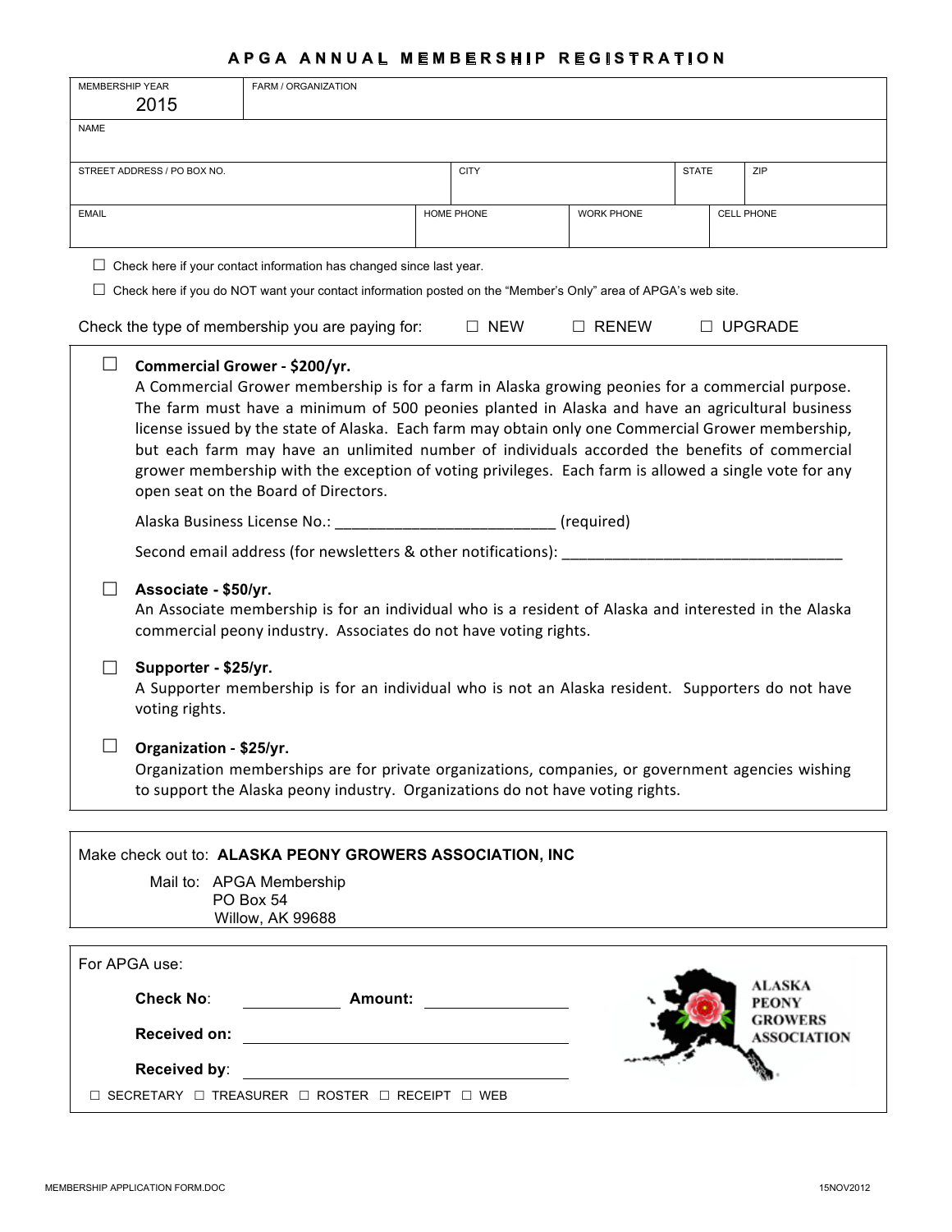# APGA ANNUAL MEMBERSHIP REGISTRATION

| MEMBERSHIP YEAR 2015 | FARM / ORGANIZATION | | | | |
|---|---|---|---|---|---|
| NAME | | | | | |
| STREET ADDRESS / PO BOX NO. | | CITY | | STATE | ZIP |
| EMAIL | HOME PHONE | WORK PHONE | | CELL PHONE | |

☐ Check here if your contact information has changed since last year.

☐ Check here if you do NOT want your contact information posted on the "Member's Only" area of APGA's web site.

Check the type of membership you are paying for: ☐ NEW ☐ RENEW ☐ UPGRADE

☐ **Commercial Grower - $200/yr.**
A Commercial Grower membership is for a farm in Alaska growing peonies for a commercial purpose. The farm must have a minimum of 500 peonies planted in Alaska and have an agricultural business license issued by the state of Alaska. Each farm may obtain only one Commercial Grower membership, but each farm may have an unlimited number of individuals accorded the benefits of commercial grower membership with the exception of voting privileges. Each farm is allowed a single vote for any open seat on the Board of Directors.

Alaska Business License No.: _________________________ (required)

Second email address (for newsletters & other notifications): _________________________________

☐ **Associate - $50/yr.**
An Associate membership is for an individual who is a resident of Alaska and interested in the Alaska commercial peony industry. Associates do not have voting rights.

☐ **Supporter - $25/yr.**
A Supporter membership is for an individual who is not an Alaska resident. Supporters do not have voting rights.

☐ **Organization - $25/yr.**
Organization memberships are for private organizations, companies, or government agencies wishing to support the Alaska peony industry. Organizations do not have voting rights.

Make check out to: **ALASKA PEONY GROWERS ASSOCIATION, INC**

Mail to: APGA Membership
PO Box 54
Willow, AK 99688

For APGA use:

**Check No**: __________ **Amount**: __________

**Received on:** __________

**Received by**: __________

☐ SECRETARY ☐ TREASURER ☐ ROSTER ☐ RECEIPT ☐ WEB

ALASKA PEONY GROWERS ASSOCIATION

MEMBERSHIP APPLICATION FORM.DOC 15NOV2012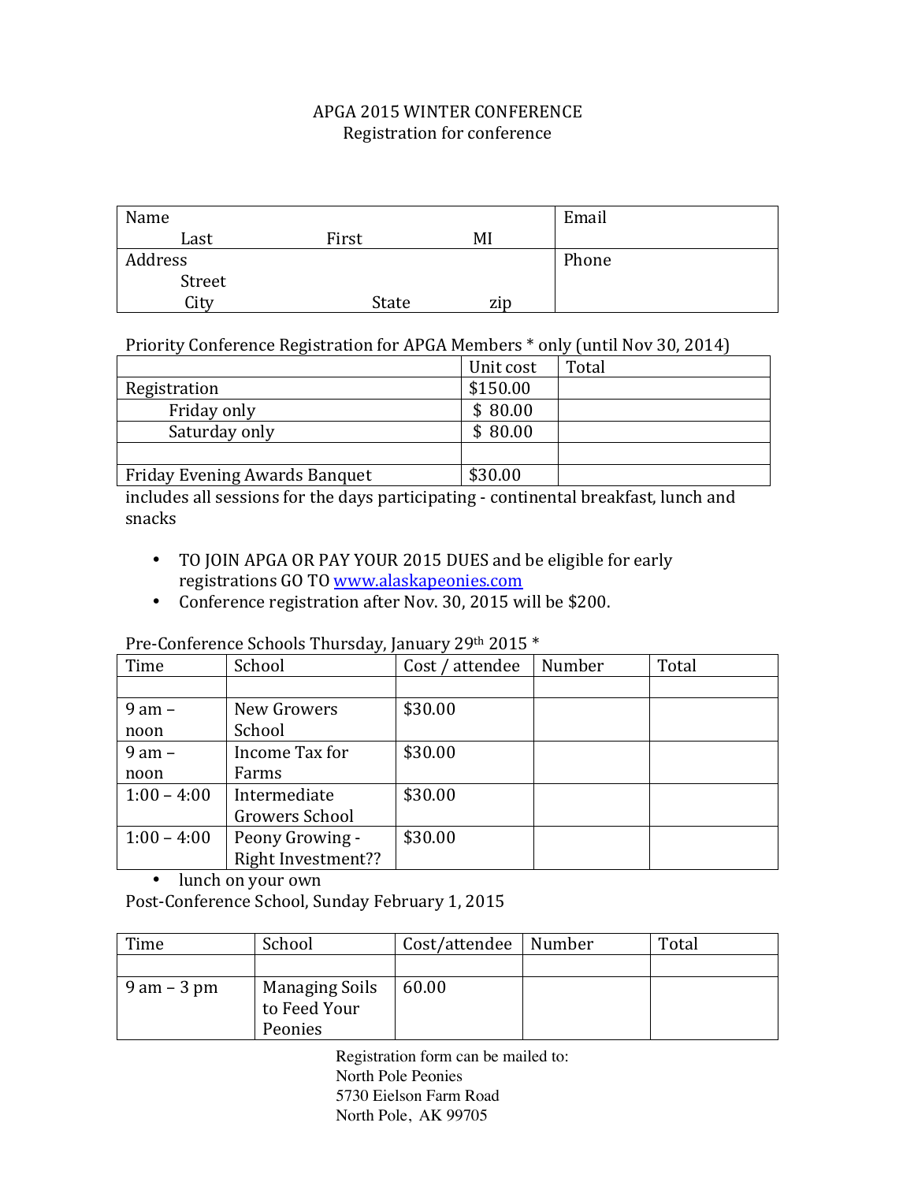APGA 2015 WINTER CONFERENCE
Registration for conference

| Name<br>Last First MI | Email |
|---|---|
| Address<br>Street<br>City State zip | Phone |

Priority Conference Registration for APGA Members * only (until Nov 30, 2014)

| | Unit cost | Total |
|---|---|---|
| Registration | $150.00 | |
| Friday only | $ 80.00 | |
| Saturday only | $ 80.00 | |
| | | |
| Friday Evening Awards Banquet | $30.00 | |

includes all sessions for the days participating - continental breakfast, lunch and snacks

- TO JOIN APGA OR PAY YOUR 2015 DUES and be eligible for early registrations GO TO www.alaskapeonies.com
- Conference registration after Nov. 30, 2015 will be $200.

Pre-Conference Schools Thursday, January 29th 2015 *

| Time | School | Cost / attendee | Number | Total |
|---|---|---|---|---|
| | | | | |
| 9 am – noon | New Growers School | $30.00 | | |
| 9 am – noon | Income Tax for Farms | $30.00 | | |
| 1:00 – 4:00 | Intermediate Growers School | $30.00 | | |
| 1:00 – 4:00 | Peony Growing - Right Investment?? | $30.00 | | |

- lunch on your own

Post-Conference School, Sunday February 1, 2015

| Time | School | Cost/attendee | Number | Total |
|---|---|---|---|---|
| | | | | |
| 9 am – 3 pm | Managing Soils to Feed Your Peonies | 60.00 | | |

Registration form can be mailed to:
North Pole Peonies
5730 Eielson Farm Road
North Pole, AK 99705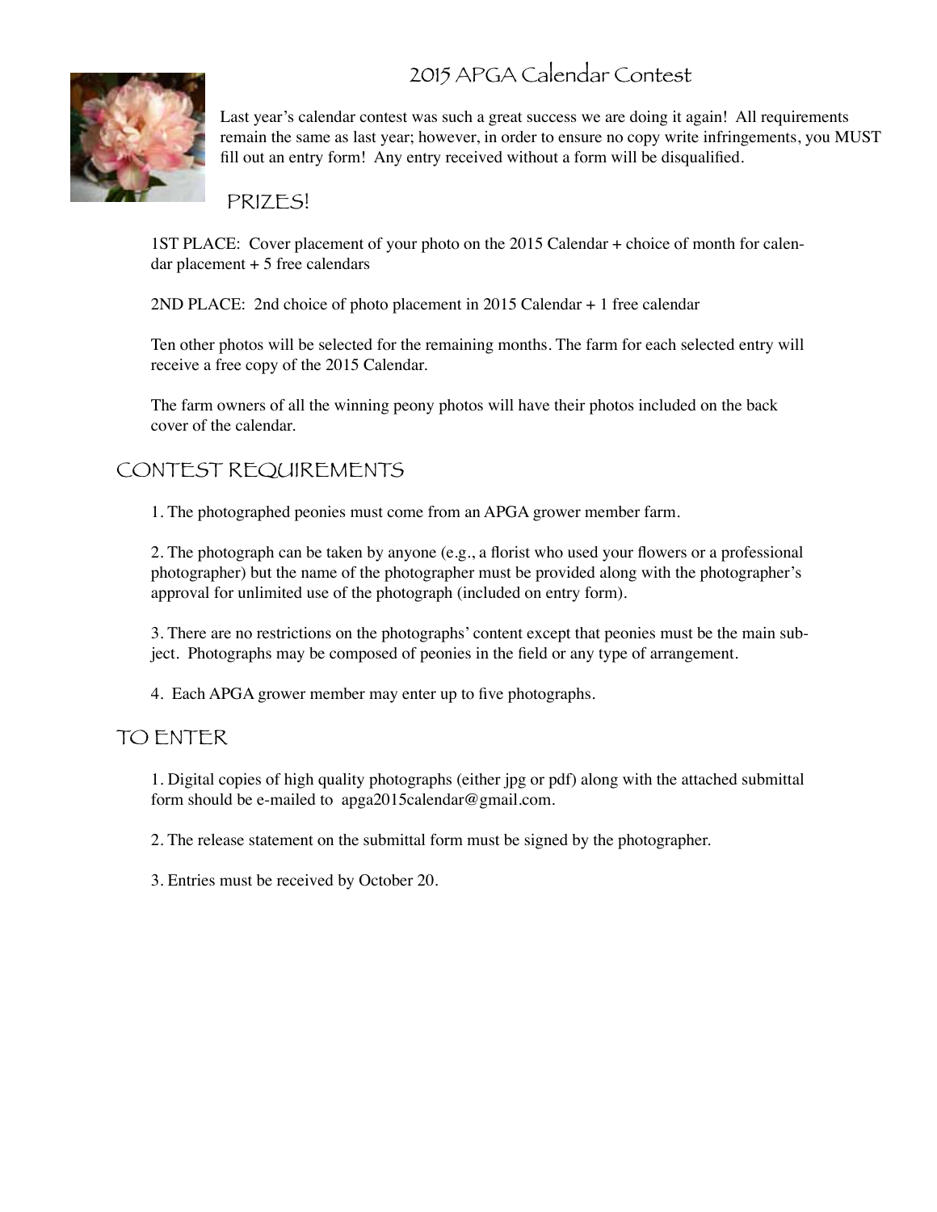# 2015 APGA Calendar Contest

Last year's calendar contest was such a great success we are doing it again! All requirements remain the same as last year; however, in order to ensure no copy write infringements, you MUST fill out an entry form! Any entry received without a form will be disqualified.

## PRIZES!

1ST PLACE: Cover placement of your photo on the 2015 Calendar + choice of month for calendar placement + 5 free calendars

2ND PLACE: 2nd choice of photo placement in 2015 Calendar + 1 free calendar

Ten other photos will be selected for the remaining months. The farm for each selected entry will receive a free copy of the 2015 Calendar.

The farm owners of all the winning peony photos will have their photos included on the back cover of the calendar.

## CONTEST REQUIREMENTS

1. The photographed peonies must come from an APGA grower member farm.

2. The photograph can be taken by anyone (e.g., a florist who used your flowers or a professional photographer) but the name of the photographer must be provided along with the photographer's approval for unlimited use of the photograph (included on entry form).

3. There are no restrictions on the photographs' content except that peonies must be the main subject. Photographs may be composed of peonies in the field or any type of arrangement.

4. Each APGA grower member may enter up to five photographs.

## TO ENTER

1. Digital copies of high quality photographs (either jpg or pdf) along with the attached submittal form should be e-mailed to apga2015calendar@gmail.com.

2. The release statement on the submittal form must be signed by the photographer.

3. Entries must be received by October 20.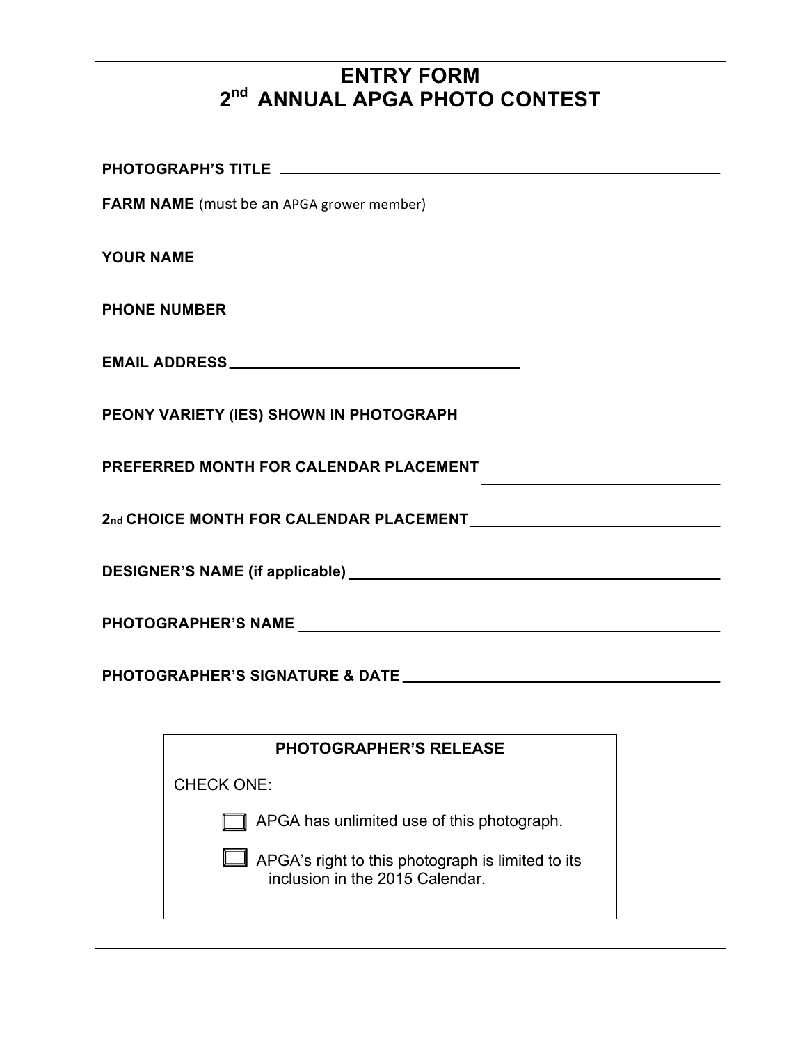# ENTRY FORM
# 2nd ANNUAL APGA PHOTO CONTEST

**PHOTOGRAPH'S TITLE** \_\_\_\_\_\_\_\_\_\_\_\_\_\_\_\_\_\_\_\_\_\_\_\_\_\_\_\_\_\_\_\_\_\_\_\_\_\_\_\_

**FARM NAME** (must be an APGA grower member) \_\_\_\_\_\_\_\_\_\_\_\_\_\_\_\_\_\_\_\_\_\_\_\_\_\_\_\_\_\_

**YOUR NAME** \_\_\_\_\_\_\_\_\_\_\_\_\_\_\_\_\_\_\_\_\_\_\_\_\_\_\_\_\_\_

**PHONE NUMBER** \_\_\_\_\_\_\_\_\_\_\_\_\_\_\_\_\_\_\_\_\_\_\_\_\_\_\_\_\_\_

**EMAIL ADDRESS** \_\_\_\_\_\_\_\_\_\_\_\_\_\_\_\_\_\_\_\_\_\_\_\_\_\_\_\_\_\_

**PEONY VARIETY (IES) SHOWN IN PHOTOGRAPH** \_\_\_\_\_\_\_\_\_\_\_\_\_\_\_\_\_\_\_\_\_\_\_\_\_\_

**PREFERRED MONTH FOR CALENDAR PLACEMENT** \_\_\_\_\_\_\_\_\_\_\_\_\_\_\_\_\_\_\_\_\_\_\_\_

**2nd CHOICE MONTH FOR CALENDAR PLACEMENT** \_\_\_\_\_\_\_\_\_\_\_\_\_\_\_\_\_\_\_\_\_\_\_\_

**DESIGNER'S NAME (if applicable)** \_\_\_\_\_\_\_\_\_\_\_\_\_\_\_\_\_\_\_\_\_\_\_\_\_\_\_\_\_\_\_\_\_\_

**PHOTOGRAPHER'S NAME** \_\_\_\_\_\_\_\_\_\_\_\_\_\_\_\_\_\_\_\_\_\_\_\_\_\_\_\_\_\_\_\_\_\_\_\_\_\_

**PHOTOGRAPHER'S SIGNATURE & DATE** \_\_\_\_\_\_\_\_\_\_\_\_\_\_\_\_\_\_\_\_\_\_\_\_\_\_\_\_\_\_

**PHOTOGRAPHER'S RELEASE**

CHECK ONE:

- ☐ APGA has unlimited use of this photograph.
- ☐ APGA's right to this photograph is limited to its inclusion in the 2015 Calendar.